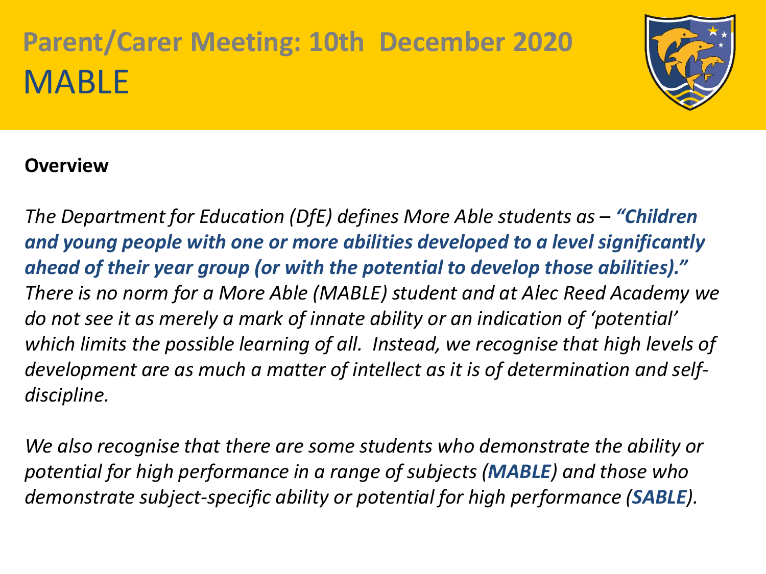# Parent/Carer Meeting: 10th December 2020
## MABLE

**Overview**

*The Department for Education (DfE) defines More Able students as – **"Children and young people with one or more abilities developed to a level significantly ahead of their year group (or with the potential to develop those abilities)."** There is no norm for a More Able (MABLE) student and at Alec Reed Academy we do not see it as merely a mark of innate ability or an indication of 'potential' which limits the possible learning of all. Instead, we recognise that high levels of development are as much a matter of intellect as it is of determination and self-discipline.*

*We also recognise that there are some students who demonstrate the ability or potential for high performance in a range of subjects (**MABLE**) and those who demonstrate subject-specific ability or potential for high performance (**SABLE**).*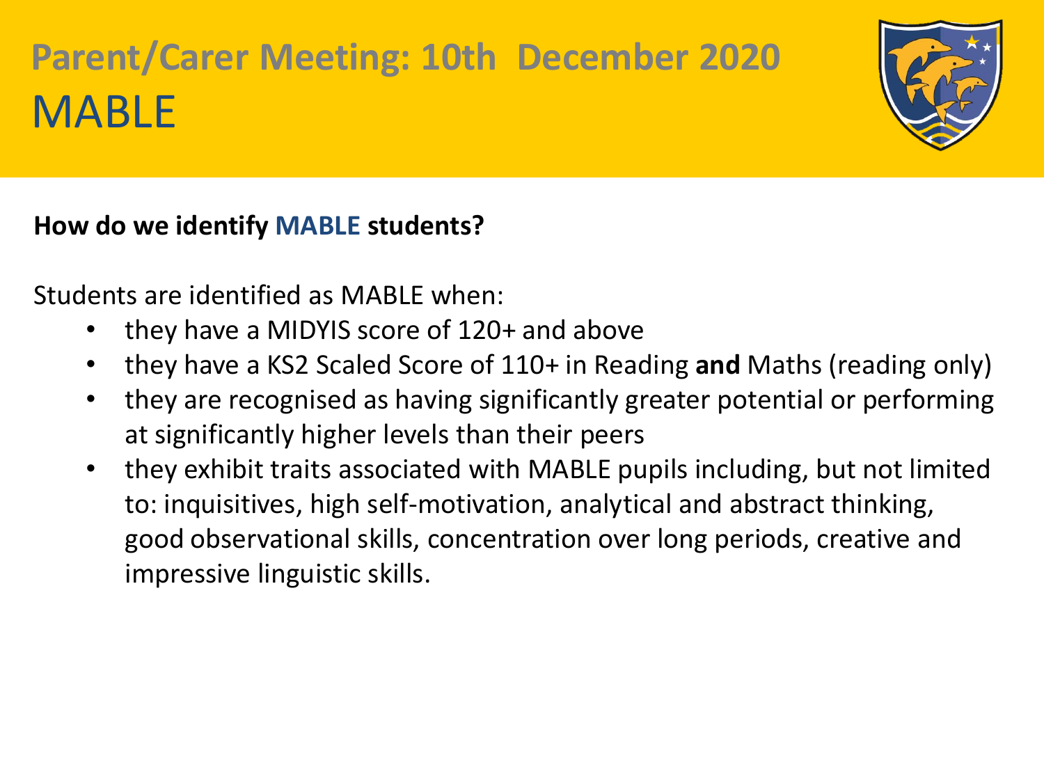# Parent/Carer Meeting: 10th December 2020

## MABLE

**How do we identify MABLE students?**

Students are identified as MABLE when:

- they have a MIDYIS score of 120+ and above
- they have a KS2 Scaled Score of 110+ in Reading **and** Maths (reading only)
- they are recognised as having significantly greater potential or performing at significantly higher levels than their peers
- they exhibit traits associated with MABLE pupils including, but not limited to: inquisitives, high self-motivation, analytical and abstract thinking, good observational skills, concentration over long periods, creative and impressive linguistic skills.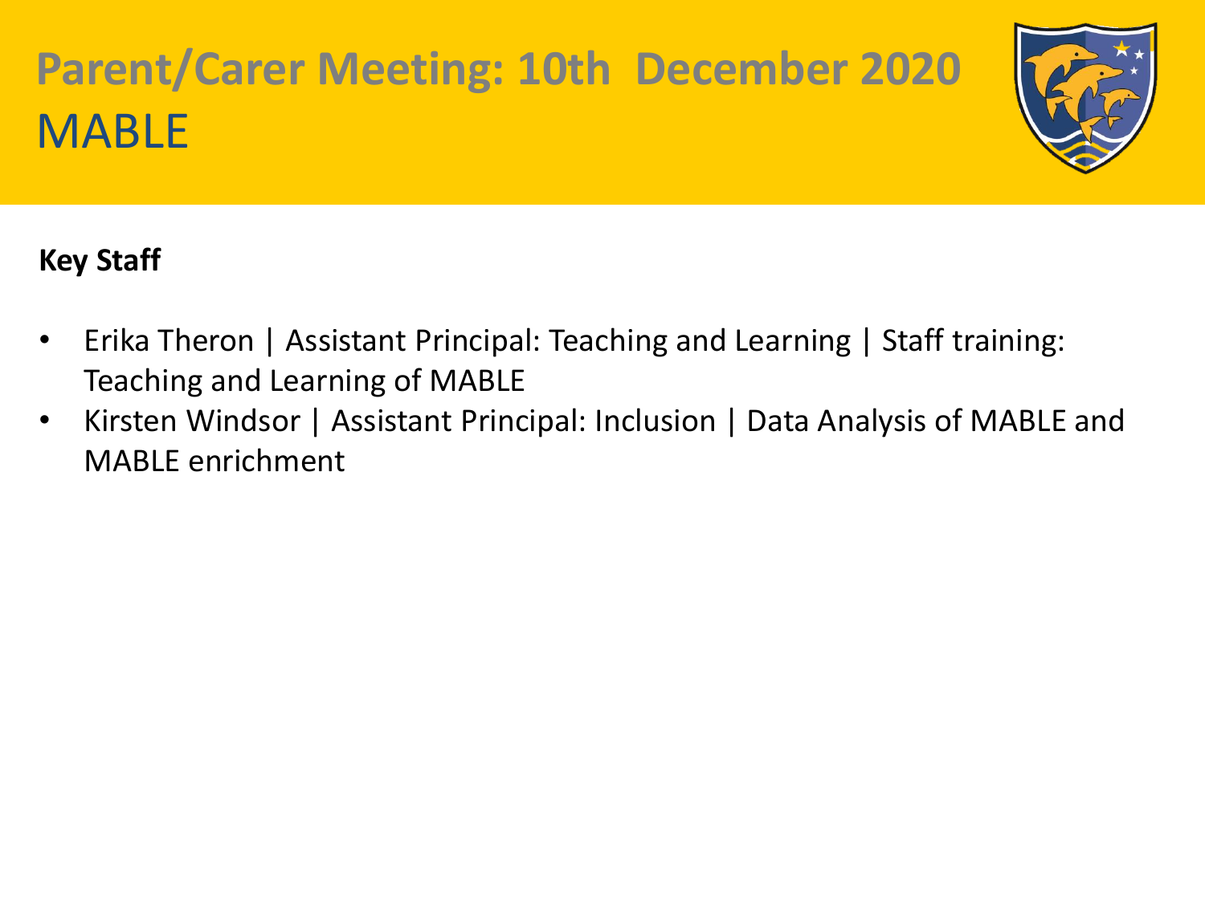# Parent/Carer Meeting: 10th December 2020

## MABLE

**Key Staff**

- Erika Theron | Assistant Principal: Teaching and Learning | Staff training: Teaching and Learning of MABLE
- Kirsten Windsor | Assistant Principal: Inclusion | Data Analysis of MABLE and MABLE enrichment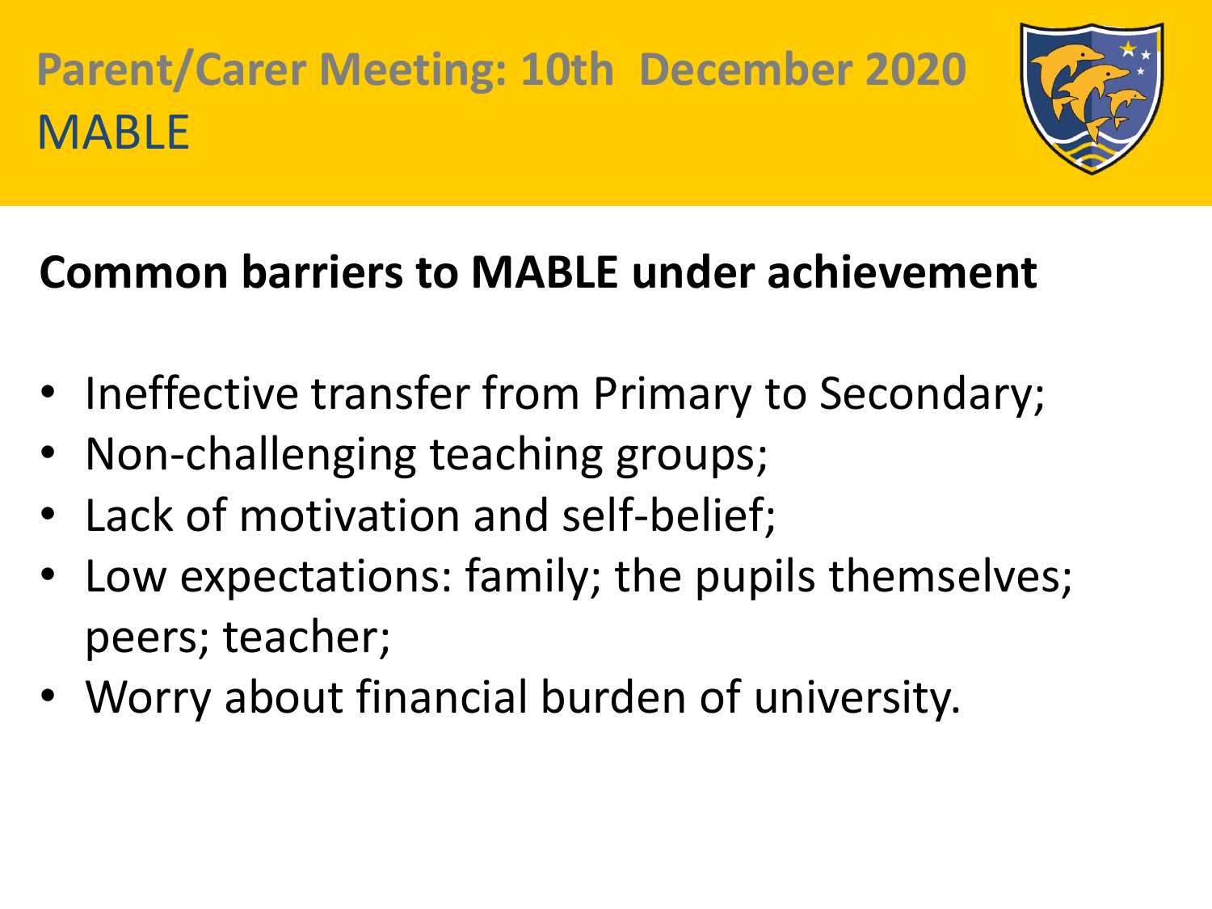# Parent/Carer Meeting: 10th December 2020
## MABLE

**Common barriers to MABLE under achievement**

- Ineffective transfer from Primary to Secondary;
- Non-challenging teaching groups;
- Lack of motivation and self-belief;
- Low expectations: family; the pupils themselves; peers; teacher;
- Worry about financial burden of university.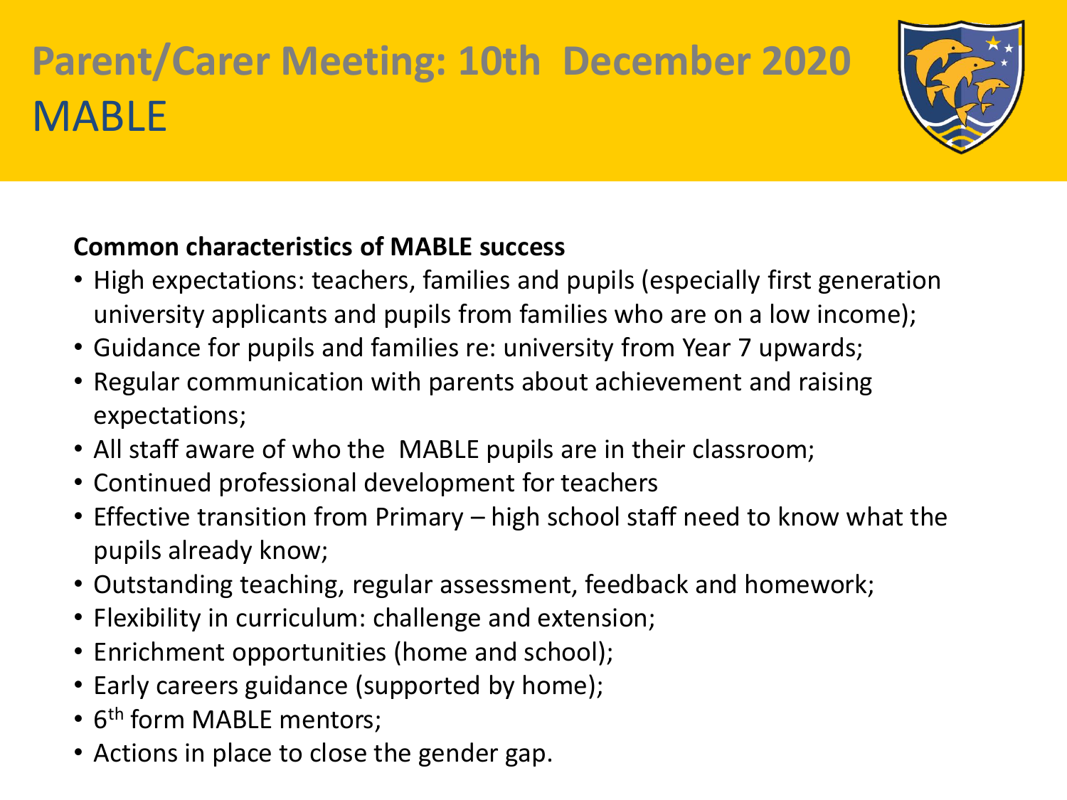# Parent/Carer Meeting: 10th December 2020 MABLE

**Common characteristics of MABLE success**

- High expectations: teachers, families and pupils (especially first generation university applicants and pupils from families who are on a low income);
- Guidance for pupils and families re: university from Year 7 upwards;
- Regular communication with parents about achievement and raising expectations;
- All staff aware of who the MABLE pupils are in their classroom;
- Continued professional development for teachers
- Effective transition from Primary – high school staff need to know what the pupils already know;
- Outstanding teaching, regular assessment, feedback and homework;
- Flexibility in curriculum: challenge and extension;
- Enrichment opportunities (home and school);
- Early careers guidance (supported by home);
- 6th form MABLE mentors;
- Actions in place to close the gender gap.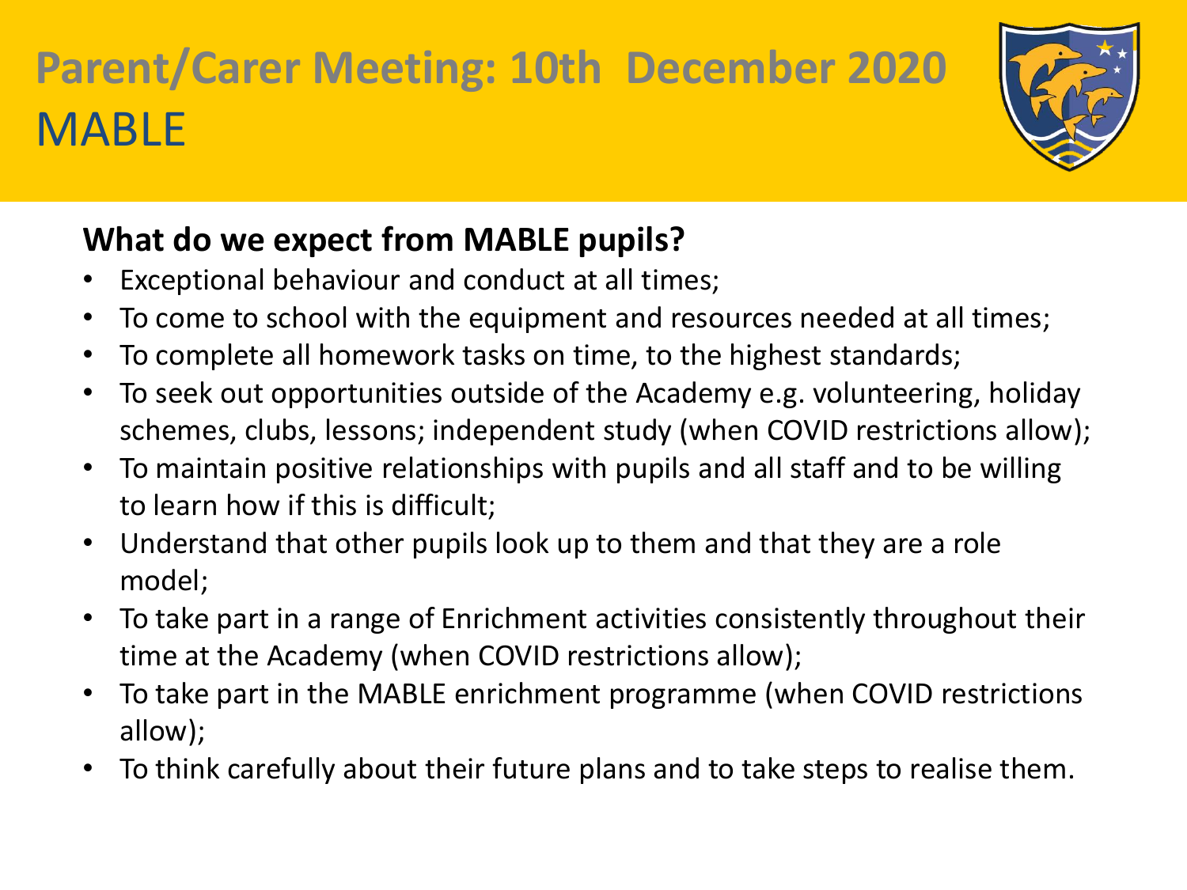# Parent/Carer Meeting: 10th December 2020
## MABLE

### What do we expect from MABLE pupils?

- Exceptional behaviour and conduct at all times;
- To come to school with the equipment and resources needed at all times;
- To complete all homework tasks on time, to the highest standards;
- To seek out opportunities outside of the Academy e.g. volunteering, holiday schemes, clubs, lessons; independent study (when COVID restrictions allow);
- To maintain positive relationships with pupils and all staff and to be willing to learn how if this is difficult;
- Understand that other pupils look up to them and that they are a role model;
- To take part in a range of Enrichment activities consistently throughout their time at the Academy (when COVID restrictions allow);
- To take part in the MABLE enrichment programme (when COVID restrictions allow);
- To think carefully about their future plans and to take steps to realise them.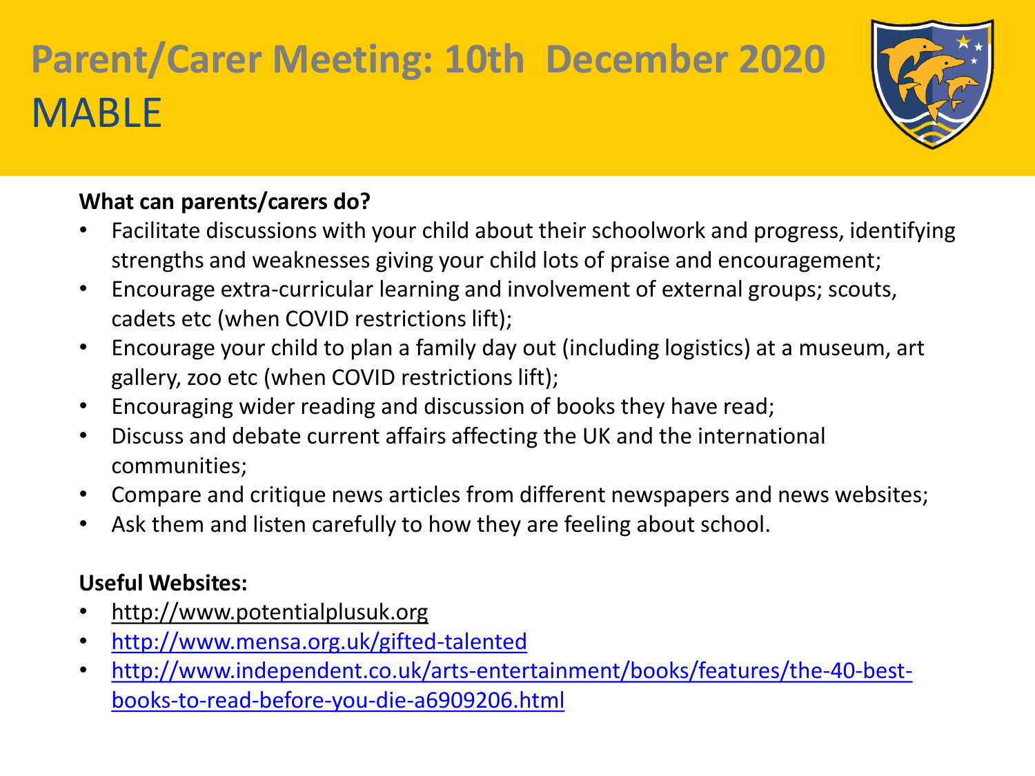# Parent/Carer Meeting: 10th December 2020

## MABLE

**What can parents/carers do?**

- Facilitate discussions with your child about their schoolwork and progress, identifying strengths and weaknesses giving your child lots of praise and encouragement;
- Encourage extra-curricular learning and involvement of external groups; scouts, cadets etc (when COVID restrictions lift);
- Encourage your child to plan a family day out (including logistics) at a museum, art gallery, zoo etc (when COVID restrictions lift);
- Encouraging wider reading and discussion of books they have read;
- Discuss and debate current affairs affecting the UK and the international communities;
- Compare and critique news articles from different newspapers and news websites;
- Ask them and listen carefully to how they are feeling about school.

**Useful Websites:**

- http://www.potentialplusuk.org
- http://www.mensa.org.uk/gifted-talented
- http://www.independent.co.uk/arts-entertainment/books/features/the-40-best-books-to-read-before-you-die-a6909206.html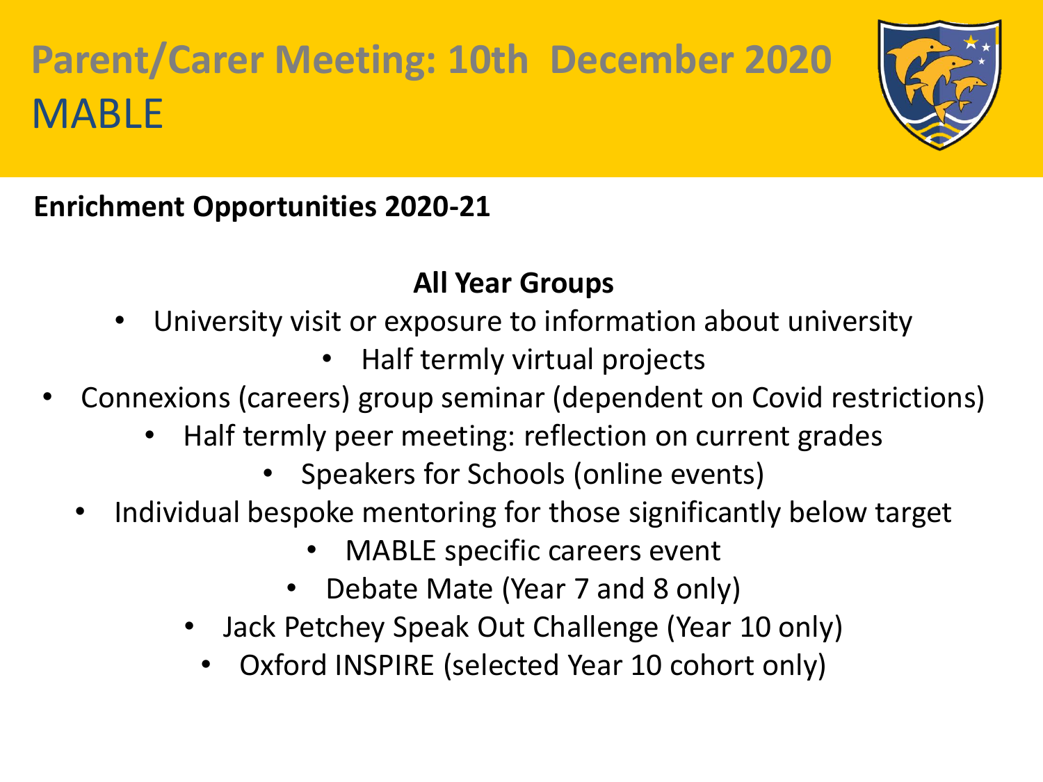# Parent/Carer Meeting: 10th December 2020
## MABLE

**Enrichment Opportunities 2020-21**

**All Year Groups**

- University visit or exposure to information about university
- Half termly virtual projects
- Connexions (careers) group seminar (dependent on Covid restrictions)
- Half termly peer meeting: reflection on current grades
- Speakers for Schools (online events)
- Individual bespoke mentoring for those significantly below target
- MABLE specific careers event
- Debate Mate (Year 7 and 8 only)
- Jack Petchey Speak Out Challenge (Year 10 only)
- Oxford INSPIRE (selected Year 10 cohort only)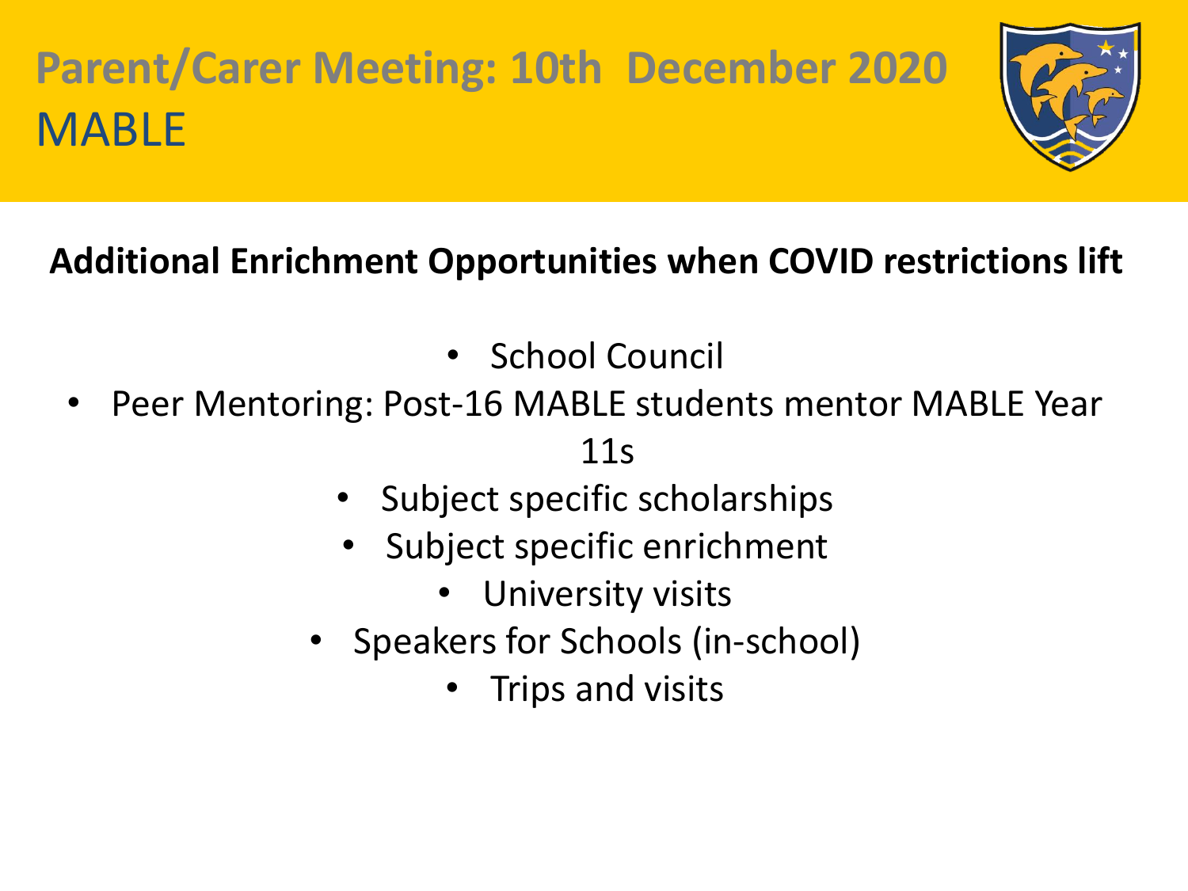# Parent/Carer Meeting: 10th December 2020
## MABLE

**Additional Enrichment Opportunities when COVID restrictions lift**

- School Council
- Peer Mentoring: Post-16 MABLE students mentor MABLE Year 11s
- Subject specific scholarships
- Subject specific enrichment
- University visits
- Speakers for Schools (in-school)
- Trips and visits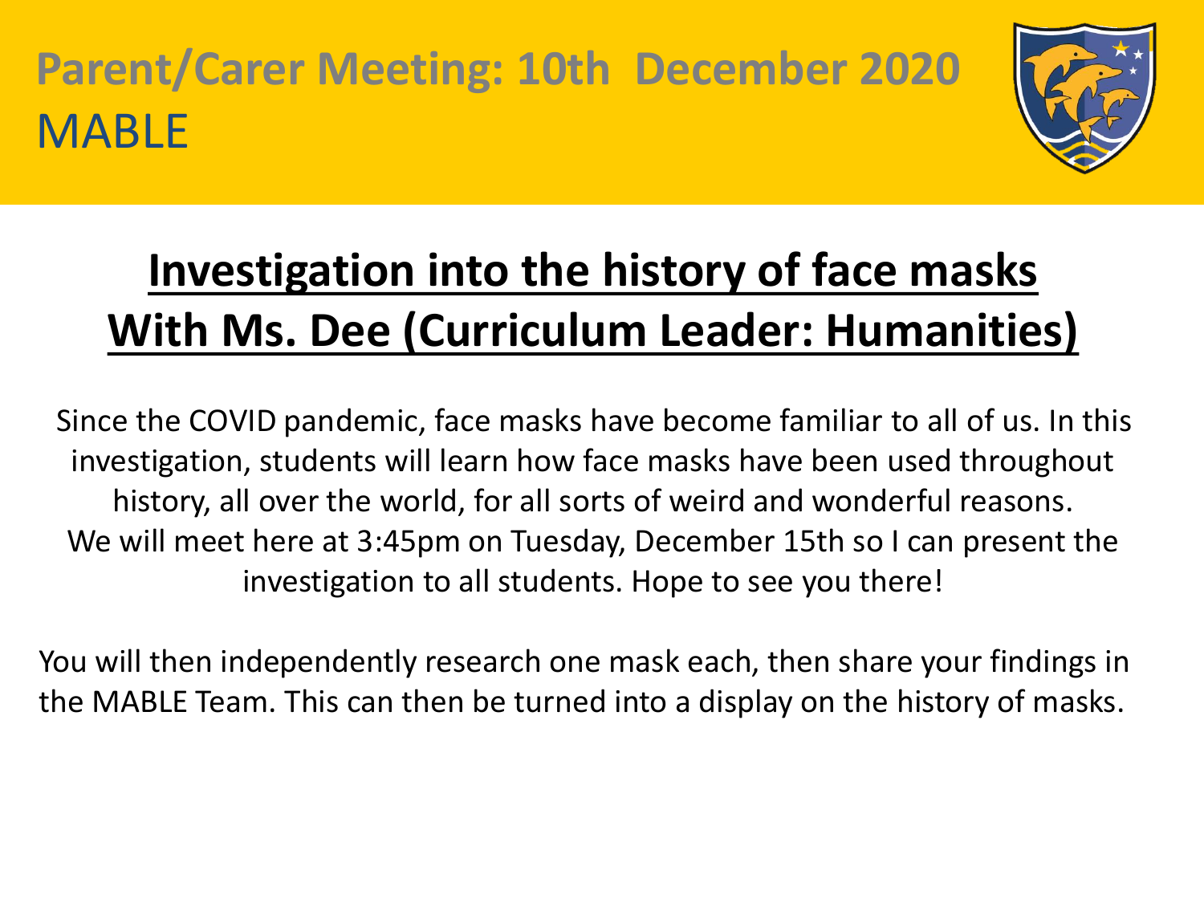# Parent/Carer Meeting: 10th December 2020
MABLE

## Investigation into the history of face masks
## With Ms. Dee (Curriculum Leader: Humanities)

Since the COVID pandemic, face masks have become familiar to all of us. In this investigation, students will learn how face masks have been used throughout history, all over the world, for all sorts of weird and wonderful reasons.
We will meet here at 3:45pm on Tuesday, December 15th so I can present the investigation to all students. Hope to see you there!

You will then independently research one mask each, then share your findings in the MABLE Team. This can then be turned into a display on the history of masks.